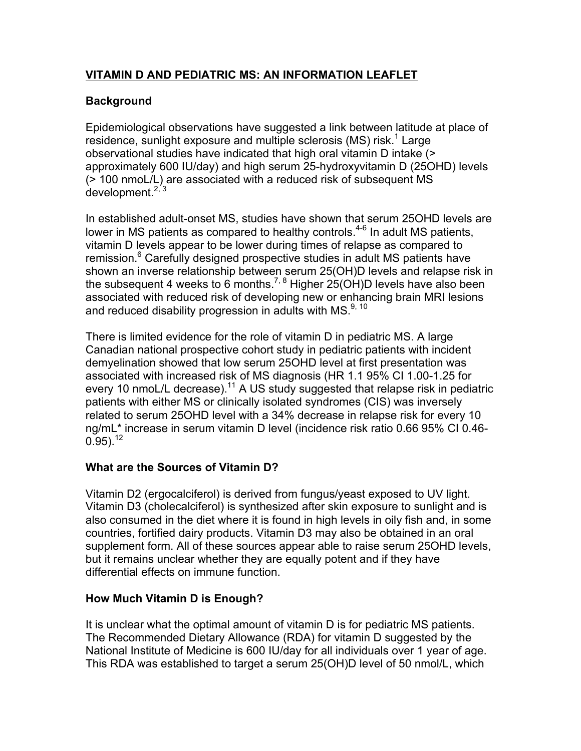## VITAMIN D AND PEDIATRIC MS: AN INFORMATION LEAFLET

### Background

Epidemiological observations have suggested a link between latitude at place of residence, sunlight exposure and multiple sclerosis (MS) risk.[1] Large observational studies have indicated that high oral vitamin D intake (> approximately 600 IU/day) and high serum 25-hydroxyvitamin D (25OHD) levels (> 100 nmoL/L) are associated with a reduced risk of subsequent MS development.[2, 3]

In established adult-onset MS, studies have shown that serum 25OHD levels are lower in MS patients as compared to healthy controls.[4-6] In adult MS patients, vitamin D levels appear to be lower during times of relapse as compared to remission.[6] Carefully designed prospective studies in adult MS patients have shown an inverse relationship between serum 25(OH)D levels and relapse risk in the subsequent 4 weeks to 6 months.[7, 8] Higher 25(OH)D levels have also been associated with reduced risk of developing new or enhancing brain MRI lesions and reduced disability progression in adults with MS.[9, 10]

There is limited evidence for the role of vitamin D in pediatric MS. A large Canadian national prospective cohort study in pediatric patients with incident demyelination showed that low serum 25OHD level at first presentation was associated with increased risk of MS diagnosis (HR 1.1 95% CI 1.00-1.25 for every 10 nmoL/L decrease).[11] A US study suggested that relapse risk in pediatric patients with either MS or clinically isolated syndromes (CIS) was inversely related to serum 25OHD level with a 34% decrease in relapse risk for every 10 ng/mL* increase in serum vitamin D level (incidence risk ratio 0.66 95% CI 0.46-0.95).[12]

### What are the Sources of Vitamin D?

Vitamin D2 (ergocalciferol) is derived from fungus/yeast exposed to UV light. Vitamin D3 (cholecalciferol) is synthesized after skin exposure to sunlight and is also consumed in the diet where it is found in high levels in oily fish and, in some countries, fortified dairy products. Vitamin D3 may also be obtained in an oral supplement form. All of these sources appear able to raise serum 25OHD levels, but it remains unclear whether they are equally potent and if they have differential effects on immune function.

### How Much Vitamin D is Enough?

It is unclear what the optimal amount of vitamin D is for pediatric MS patients. The Recommended Dietary Allowance (RDA) for vitamin D suggested by the National Institute of Medicine is 600 IU/day for all individuals over 1 year of age. This RDA was established to target a serum 25(OH)D level of 50 nmol/L, which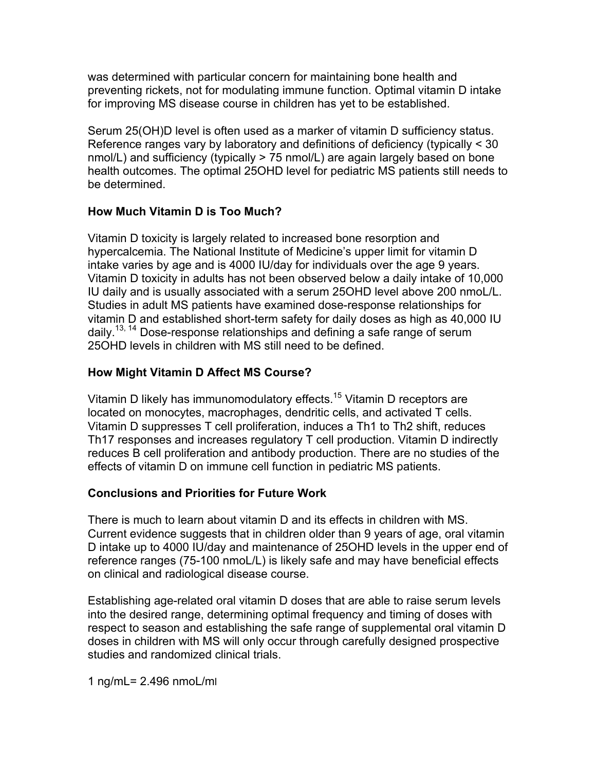was determined with particular concern for maintaining bone health and preventing rickets, not for modulating immune function. Optimal vitamin D intake for improving MS disease course in children has yet to be established.

Serum 25(OH)D level is often used as a marker of vitamin D sufficiency status. Reference ranges vary by laboratory and definitions of deficiency (typically < 30 nmol/L) and sufficiency (typically > 75 nmol/L) are again largely based on bone health outcomes. The optimal 25OHD level for pediatric MS patients still needs to be determined.

### How Much Vitamin D is Too Much?

Vitamin D toxicity is largely related to increased bone resorption and hypercalcemia. The National Institute of Medicine's upper limit for vitamin D intake varies by age and is 4000 IU/day for individuals over the age 9 years. Vitamin D toxicity in adults has not been observed below a daily intake of 10,000 IU daily and is usually associated with a serum 25OHD level above 200 nmoL/L. Studies in adult MS patients have examined dose-response relationships for vitamin D and established short-term safety for daily doses as high as 40,000 IU daily.[13, 14] Dose-response relationships and defining a safe range of serum 25OHD levels in children with MS still need to be defined.

### How Might Vitamin D Affect MS Course?

Vitamin D likely has immunomodulatory effects.[15] Vitamin D receptors are located on monocytes, macrophages, dendritic cells, and activated T cells. Vitamin D suppresses T cell proliferation, induces a Th1 to Th2 shift, reduces Th17 responses and increases regulatory T cell production. Vitamin D indirectly reduces B cell proliferation and antibody production. There are no studies of the effects of vitamin D on immune cell function in pediatric MS patients.

### Conclusions and Priorities for Future Work

There is much to learn about vitamin D and its effects in children with MS. Current evidence suggests that in children older than 9 years of age, oral vitamin D intake up to 4000 IU/day and maintenance of 25OHD levels in the upper end of reference ranges (75-100 nmoL/L) is likely safe and may have beneficial effects on clinical and radiological disease course.

Establishing age-related oral vitamin D doses that are able to raise serum levels into the desired range, determining optimal frequency and timing of doses with respect to season and establishing the safe range of supplemental oral vitamin D doses in children with MS will only occur through carefully designed prospective studies and randomized clinical trials.

1 ng/mL= 2.496 nmoL/ml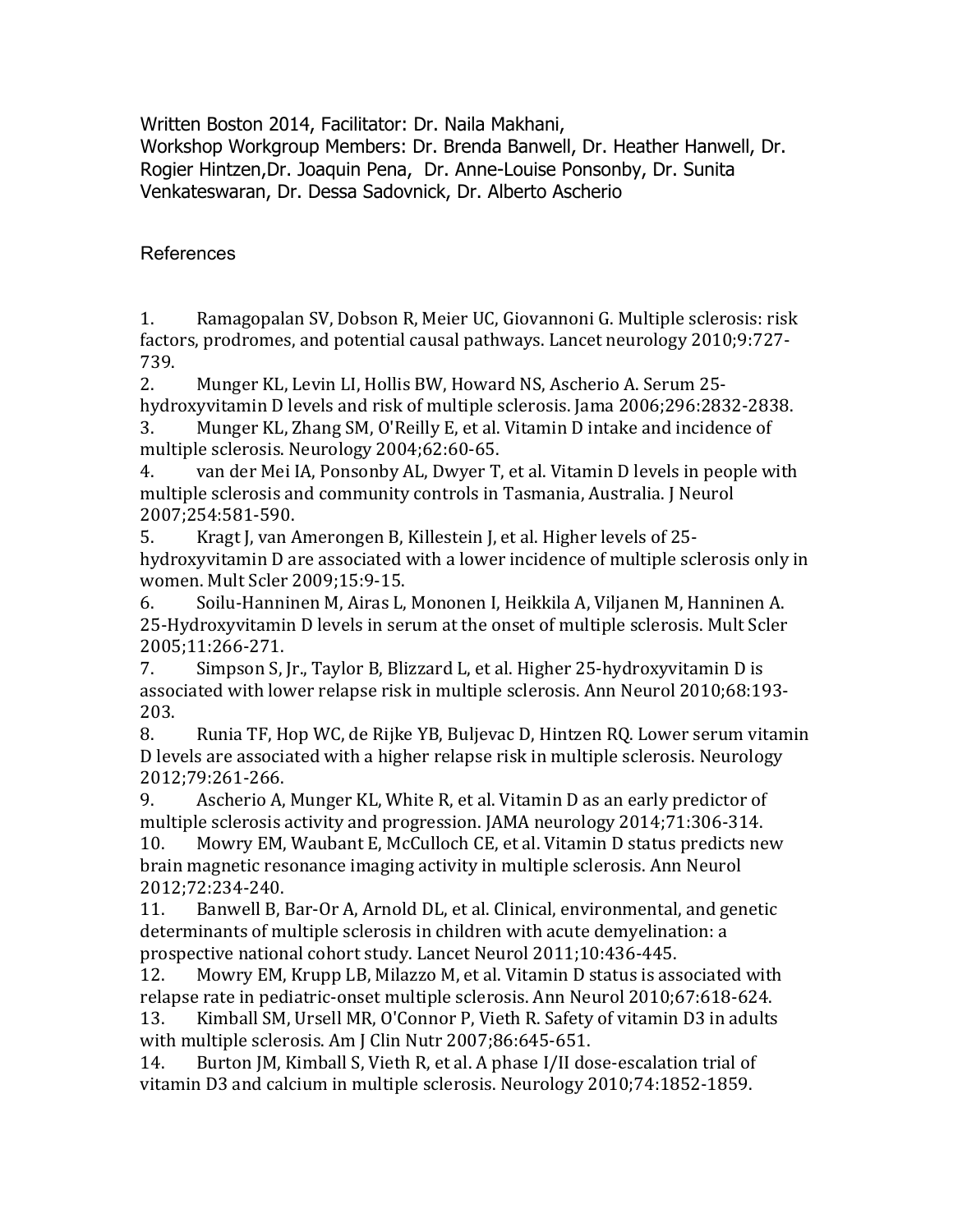Written Boston 2014, Facilitator: Dr. Naila Makhani,
Workshop Workgroup Members: Dr. Brenda Banwell, Dr. Heather Hanwell, Dr. Rogier Hintzen,Dr. Joaquin Pena, Dr. Anne-Louise Ponsonby, Dr. Sunita Venkateswaran, Dr. Dessa Sadovnick, Dr. Alberto Ascherio

## References

1. Ramagopalan SV, Dobson R, Meier UC, Giovannoni G. Multiple sclerosis: risk factors, prodromes, and potential causal pathways. Lancet neurology 2010;9:727-739.
2. Munger KL, Levin LI, Hollis BW, Howard NS, Ascherio A. Serum 25-hydroxyvitamin D levels and risk of multiple sclerosis. Jama 2006;296:2832-2838.
3. Munger KL, Zhang SM, O'Reilly E, et al. Vitamin D intake and incidence of multiple sclerosis. Neurology 2004;62:60-65.
4. van der Mei IA, Ponsonby AL, Dwyer T, et al. Vitamin D levels in people with multiple sclerosis and community controls in Tasmania, Australia. J Neurol 2007;254:581-590.
5. Kragt J, van Amerongen B, Killestein J, et al. Higher levels of 25-hydroxyvitamin D are associated with a lower incidence of multiple sclerosis only in women. Mult Scler 2009;15:9-15.
6. Soilu-Hanninen M, Airas L, Mononen I, Heikkila A, Viljanen M, Hanninen A. 25-Hydroxyvitamin D levels in serum at the onset of multiple sclerosis. Mult Scler 2005;11:266-271.
7. Simpson S, Jr., Taylor B, Blizzard L, et al. Higher 25-hydroxyvitamin D is associated with lower relapse risk in multiple sclerosis. Ann Neurol 2010;68:193-203.
8. Runia TF, Hop WC, de Rijke YB, Buljevac D, Hintzen RQ. Lower serum vitamin D levels are associated with a higher relapse risk in multiple sclerosis. Neurology 2012;79:261-266.
9. Ascherio A, Munger KL, White R, et al. Vitamin D as an early predictor of multiple sclerosis activity and progression. JAMA neurology 2014;71:306-314.
10. Mowry EM, Waubant E, McCulloch CE, et al. Vitamin D status predicts new brain magnetic resonance imaging activity in multiple sclerosis. Ann Neurol 2012;72:234-240.
11. Banwell B, Bar-Or A, Arnold DL, et al. Clinical, environmental, and genetic determinants of multiple sclerosis in children with acute demyelination: a prospective national cohort study. Lancet Neurol 2011;10:436-445.
12. Mowry EM, Krupp LB, Milazzo M, et al. Vitamin D status is associated with relapse rate in pediatric-onset multiple sclerosis. Ann Neurol 2010;67:618-624.
13. Kimball SM, Ursell MR, O'Connor P, Vieth R. Safety of vitamin D3 in adults with multiple sclerosis. Am J Clin Nutr 2007;86:645-651.
14. Burton JM, Kimball S, Vieth R, et al. A phase I/II dose-escalation trial of vitamin D3 and calcium in multiple sclerosis. Neurology 2010;74:1852-1859.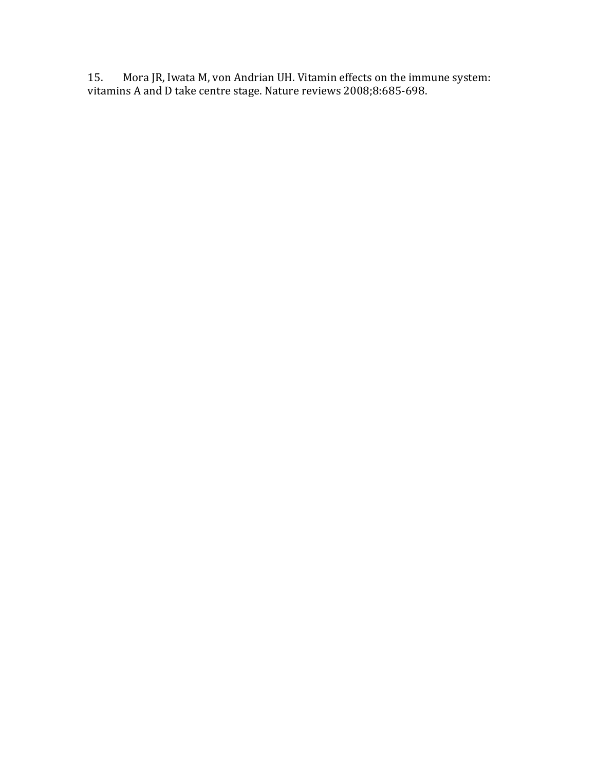15. Mora JR, Iwata M, von Andrian UH. Vitamin effects on the immune system: vitamins A and D take centre stage. Nature reviews 2008;8:685-698.